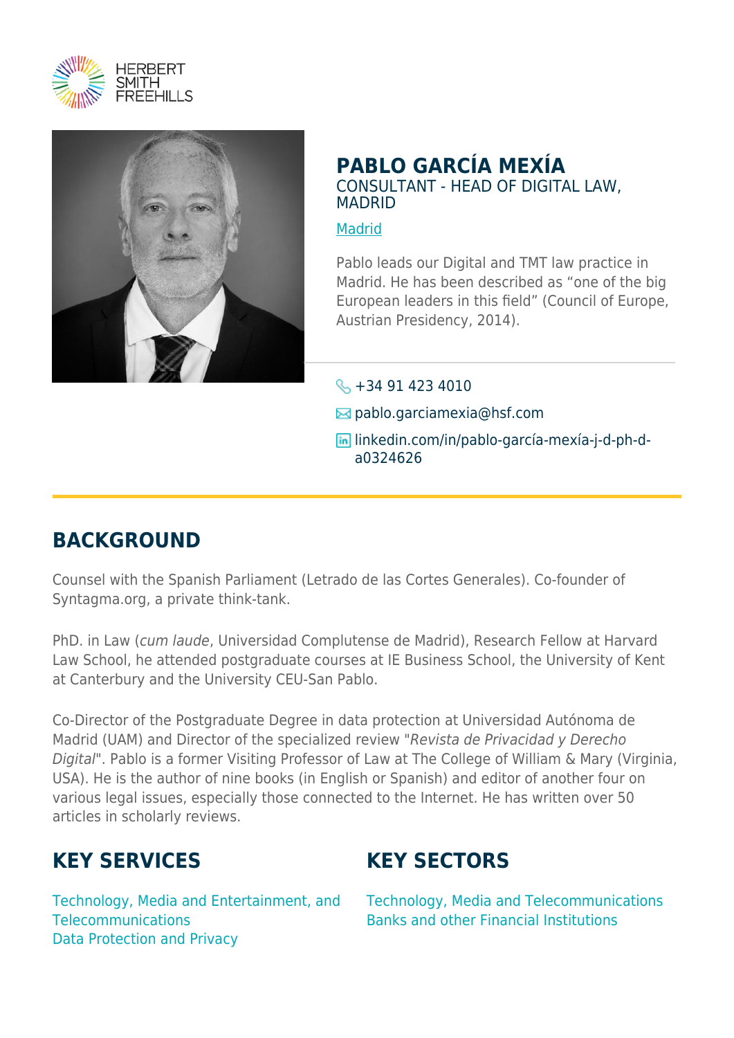HERBERT SMITH FREEHILLS

# PABLO GARCÍA MEXÍA

CONSULTANT - HEAD OF DIGITAL LAW, MADRID

Madrid

Pablo leads our Digital and TMT law practice in Madrid. He has been described as “one of the big European leaders in this field” (Council of Europe, Austrian Presidency, 2014).

+34 91 423 4010

pablo.garciamexia@hsf.com

linkedin.com/in/pablo-garcía-mexía-j-d-ph-d-a0324626

## BACKGROUND

Counsel with the Spanish Parliament (Letrado de las Cortes Generales). Co-founder of Syntagma.org, a private think-tank.

PhD. in Law (*cum laude*, Universidad Complutense de Madrid), Research Fellow at Harvard Law School, he attended postgraduate courses at IE Business School, the University of Kent at Canterbury and the University CEU-San Pablo.

Co-Director of the Postgraduate Degree in data protection at Universidad Autónoma de Madrid (UAM) and Director of the specialized review "*Revista de Privacidad y Derecho Digital*". Pablo is a former Visiting Professor of Law at The College of William & Mary (Virginia, USA). He is the author of nine books (in English or Spanish) and editor of another four on various legal issues, especially those connected to the Internet. He has written over 50 articles in scholarly reviews.

## KEY SERVICES

Technology, Media and Entertainment, and Telecommunications
Data Protection and Privacy

## KEY SECTORS

Technology, Media and Telecommunications
Banks and other Financial Institutions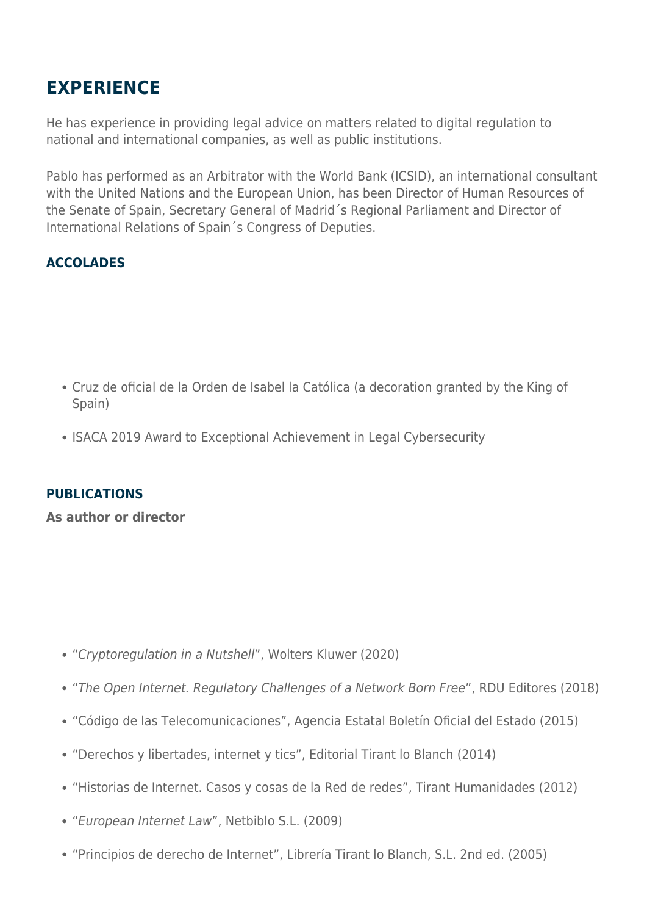## EXPERIENCE

He has experience in providing legal advice on matters related to digital regulation to national and international companies, as well as public institutions.

Pablo has performed as an Arbitrator with the World Bank (ICSID), an international consultant with the United Nations and the European Union, has been Director of Human Resources of the Senate of Spain, Secretary General of Madrid´s Regional Parliament and Director of International Relations of Spain´s Congress of Deputies.

### ACCOLADES

- Cruz de oficial de la Orden de Isabel la Católica (a decoration granted by the King of Spain)
- ISACA 2019 Award to Exceptional Achievement in Legal Cybersecurity

### PUBLICATIONS

**As author or director**

- "*Cryptoregulation in a Nutshell*", Wolters Kluwer (2020)
- "*The Open Internet. Regulatory Challenges of a Network Born Free*", RDU Editores (2018)
- "Código de las Telecomunicaciones", Agencia Estatal Boletín Oficial del Estado (2015)
- "Derechos y libertades, internet y tics", Editorial Tirant lo Blanch (2014)
- "Historias de Internet. Casos y cosas de la Red de redes", Tirant Humanidades (2012)
- "*European Internet Law*", Netbiblo S.L. (2009)
- "Principios de derecho de Internet", Librería Tirant lo Blanch, S.L. 2nd ed. (2005)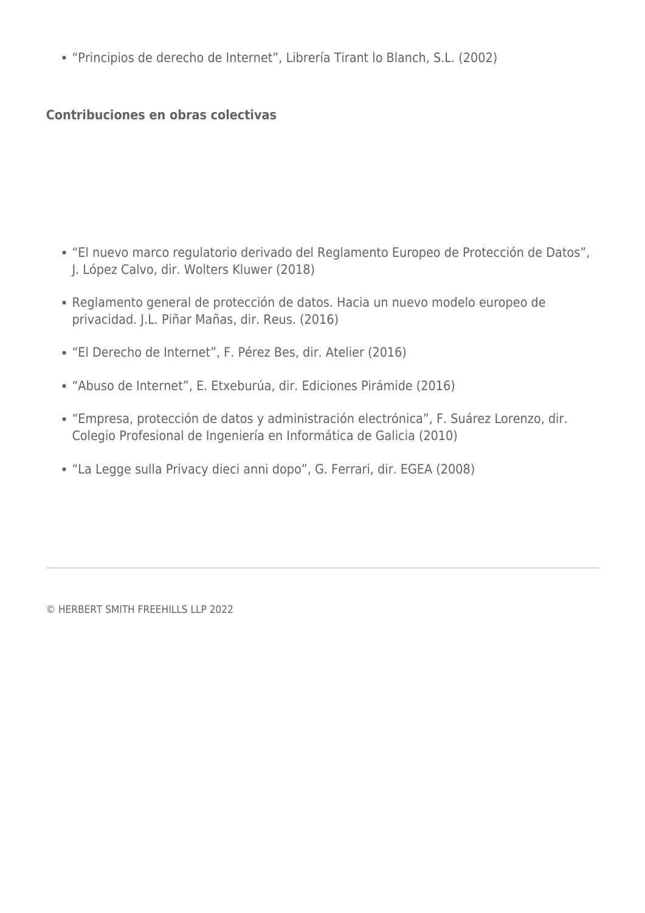- “Principios de derecho de Internet”, Librería Tirant lo Blanch, S.L. (2002)

**Contribuciones en obras colectivas**

- “El nuevo marco regulatorio derivado del Reglamento Europeo de Protección de Datos”, J. López Calvo, dir. Wolters Kluwer (2018)
- Reglamento general de protección de datos. Hacia un nuevo modelo europeo de privacidad. J.L. Piñar Mañas, dir. Reus. (2016)
- “El Derecho de Internet”, F. Pérez Bes, dir. Atelier (2016)
- “Abuso de Internet”, E. Etxeburúa, dir. Ediciones Pirámide (2016)
- “Empresa, protección de datos y administración electrónica”, F. Suárez Lorenzo, dir. Colegio Profesional de Ingeniería en Informática de Galicia (2010)
- “La Legge sulla Privacy dieci anni dopo”, G. Ferrari, dir. EGEA (2008)

---

© HERBERT SMITH FREEHILLS LLP 2022